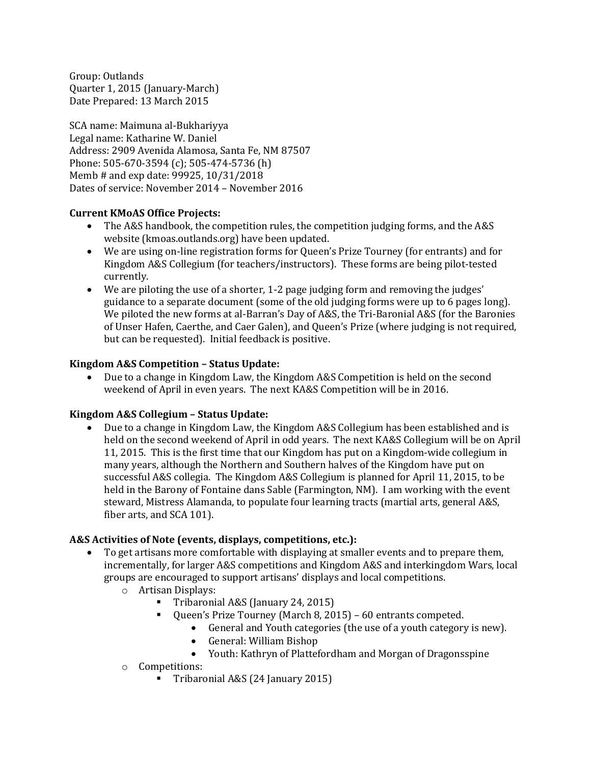Group: Outlands
Quarter 1, 2015 (January-March)
Date Prepared: 13 March 2015

SCA name: Maimuna al-Bukhariyya
Legal name: Katharine W. Daniel
Address: 2909 Avenida Alamosa, Santa Fe, NM 87507
Phone: 505-670-3594 (c); 505-474-5736 (h)
Memb # and exp date: 99925, 10/31/2018
Dates of service: November 2014 – November 2016

**Current KMoAS Office Projects:**

- The A&S handbook, the competition rules, the competition judging forms, and the A&S website (kmoas.outlands.org) have been updated.
- We are using on-line registration forms for Queen's Prize Tourney (for entrants) and for Kingdom A&S Collegium (for teachers/instructors). These forms are being pilot-tested currently.
- We are piloting the use of a shorter, 1-2 page judging form and removing the judges' guidance to a separate document (some of the old judging forms were up to 6 pages long). We piloted the new forms at al-Barran's Day of A&S, the Tri-Baronial A&S (for the Baronies of Unser Hafen, Caerthe, and Caer Galen), and Queen's Prize (where judging is not required, but can be requested). Initial feedback is positive.

**Kingdom A&S Competition – Status Update:**

- Due to a change in Kingdom Law, the Kingdom A&S Competition is held on the second weekend of April in even years. The next KA&S Competition will be in 2016.

**Kingdom A&S Collegium – Status Update:**

- Due to a change in Kingdom Law, the Kingdom A&S Collegium has been established and is held on the second weekend of April in odd years. The next KA&S Collegium will be on April 11, 2015. This is the first time that our Kingdom has put on a Kingdom-wide collegium in many years, although the Northern and Southern halves of the Kingdom have put on successful A&S collegia. The Kingdom A&S Collegium is planned for April 11, 2015, to be held in the Barony of Fontaine dans Sable (Farmington, NM). I am working with the event steward, Mistress Alamanda, to populate four learning tracts (martial arts, general A&S, fiber arts, and SCA 101).

**A&S Activities of Note (events, displays, competitions, etc.):**

- To get artisans more comfortable with displaying at smaller events and to prepare them, incrementally, for larger A&S competitions and Kingdom A&S and interkingdom Wars, local groups are encouraged to support artisans' displays and local competitions.
    - Artisan Displays:
        - Tribaronial A&S (January 24, 2015)
        - Queen's Prize Tourney (March 8, 2015) – 60 entrants competed.
            - General and Youth categories (the use of a youth category is new).
            - General: William Bishop
            - Youth: Kathryn of Plattefordham and Morgan of Dragonsspine
    - Competitions:
        - Tribaronial A&S (24 January 2015)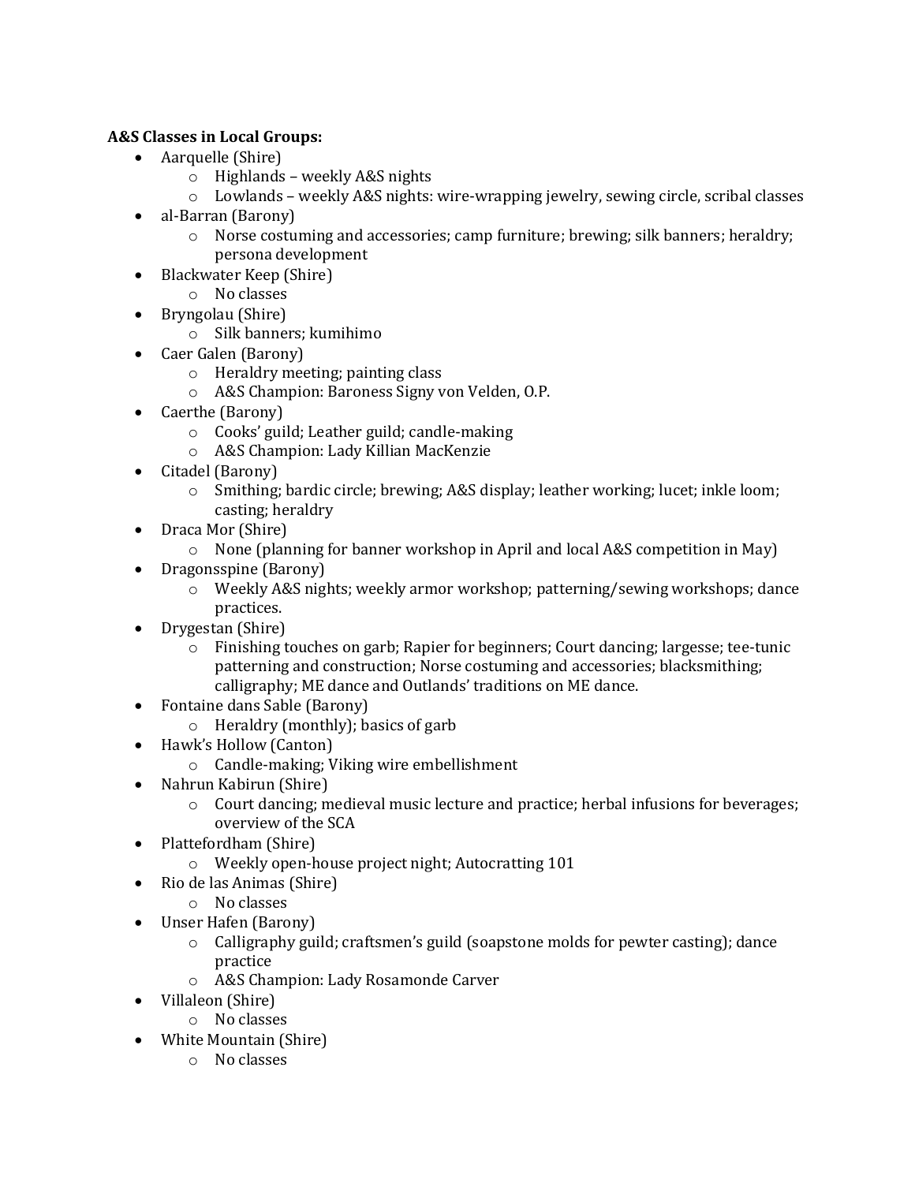**A&S Classes in Local Groups:**

- Aarquelle (Shire)
  - Highlands – weekly A&S nights
  - Lowlands – weekly A&S nights: wire-wrapping jewelry, sewing circle, scribal classes
- al-Barran (Barony)
  - Norse costuming and accessories; camp furniture; brewing; silk banners; heraldry; persona development
- Blackwater Keep (Shire)
  - No classes
- Bryngolau (Shire)
  - Silk banners; kumihimo
- Caer Galen (Barony)
  - Heraldry meeting; painting class
  - A&S Champion: Baroness Signy von Velden, O.P.
- Caerthe (Barony)
  - Cooks' guild; Leather guild; candle-making
  - A&S Champion: Lady Killian MacKenzie
- Citadel (Barony)
  - Smithing; bardic circle; brewing; A&S display; leather working; lucet; inkle loom; casting; heraldry
- Draca Mor (Shire)
  - None (planning for banner workshop in April and local A&S competition in May)
- Dragonsspine (Barony)
  - Weekly A&S nights; weekly armor workshop; patterning/sewing workshops; dance practices.
- Drygestan (Shire)
  - Finishing touches on garb; Rapier for beginners; Court dancing; largesse; tee-tunic patterning and construction; Norse costuming and accessories; blacksmithing; calligraphy; ME dance and Outlands' traditions on ME dance.
- Fontaine dans Sable (Barony)
  - Heraldry (monthly); basics of garb
- Hawk's Hollow (Canton)
  - Candle-making; Viking wire embellishment
- Nahrun Kabirun (Shire)
  - Court dancing; medieval music lecture and practice; herbal infusions for beverages; overview of the SCA
- Plattefordham (Shire)
  - Weekly open-house project night; Autocratting 101
- Rio de las Animas (Shire)
  - No classes
- Unser Hafen (Barony)
  - Calligraphy guild; craftsmen's guild (soapstone molds for pewter casting); dance practice
  - A&S Champion: Lady Rosamonde Carver
- Villaleon (Shire)
  - No classes
- White Mountain (Shire)
  - No classes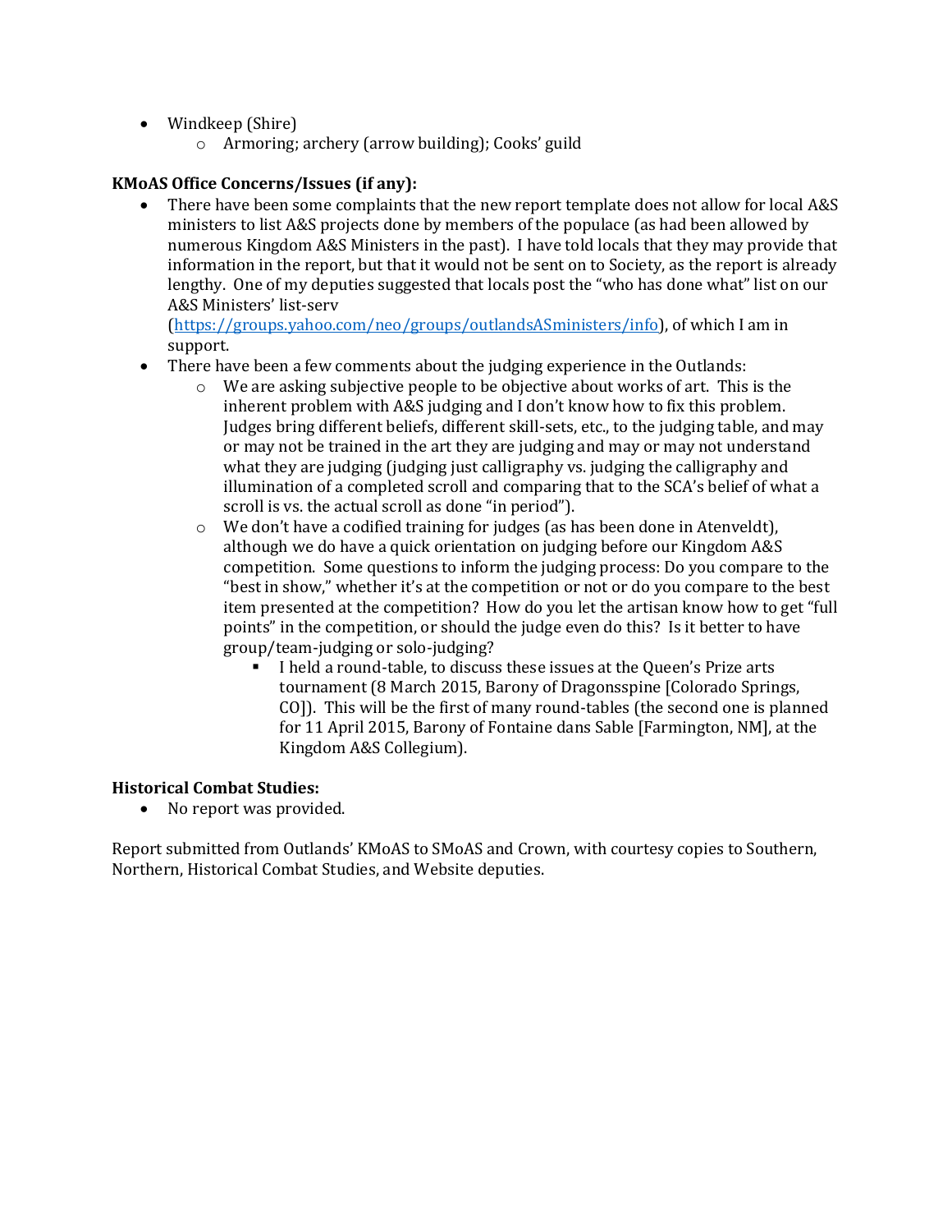- Windkeep (Shire)
  - Armoring; archery (arrow building); Cooks' guild

**KMoAS Office Concerns/Issues (if any):**

- There have been some complaints that the new report template does not allow for local A&S ministers to list A&S projects done by members of the populace (as had been allowed by numerous Kingdom A&S Ministers in the past). I have told locals that they may provide that information in the report, but that it would not be sent on to Society, as the report is already lengthy. One of my deputies suggested that locals post the "who has done what" list on our A&S Ministers' list-serv (https://groups.yahoo.com/neo/groups/outlandsASministers/info), of which I am in support.
- There have been a few comments about the judging experience in the Outlands:
  - We are asking subjective people to be objective about works of art. This is the inherent problem with A&S judging and I don't know how to fix this problem. Judges bring different beliefs, different skill-sets, etc., to the judging table, and may or may not be trained in the art they are judging and may or may not understand what they are judging (judging just calligraphy vs. judging the calligraphy and illumination of a completed scroll and comparing that to the SCA's belief of what a scroll is vs. the actual scroll as done "in period").
  - We don't have a codified training for judges (as has been done in Atenveldt), although we do have a quick orientation on judging before our Kingdom A&S competition. Some questions to inform the judging process: Do you compare to the "best in show," whether it's at the competition or not or do you compare to the best item presented at the competition? How do you let the artisan know how to get "full points" in the competition, or should the judge even do this? Is it better to have group/team-judging or solo-judging?
    - I held a round-table, to discuss these issues at the Queen's Prize arts tournament (8 March 2015, Barony of Dragonsspine [Colorado Springs, CO]). This will be the first of many round-tables (the second one is planned for 11 April 2015, Barony of Fontaine dans Sable [Farmington, NM], at the Kingdom A&S Collegium).

**Historical Combat Studies:**

- No report was provided.

Report submitted from Outlands' KMoAS to SMoAS and Crown, with courtesy copies to Southern, Northern, Historical Combat Studies, and Website deputies.